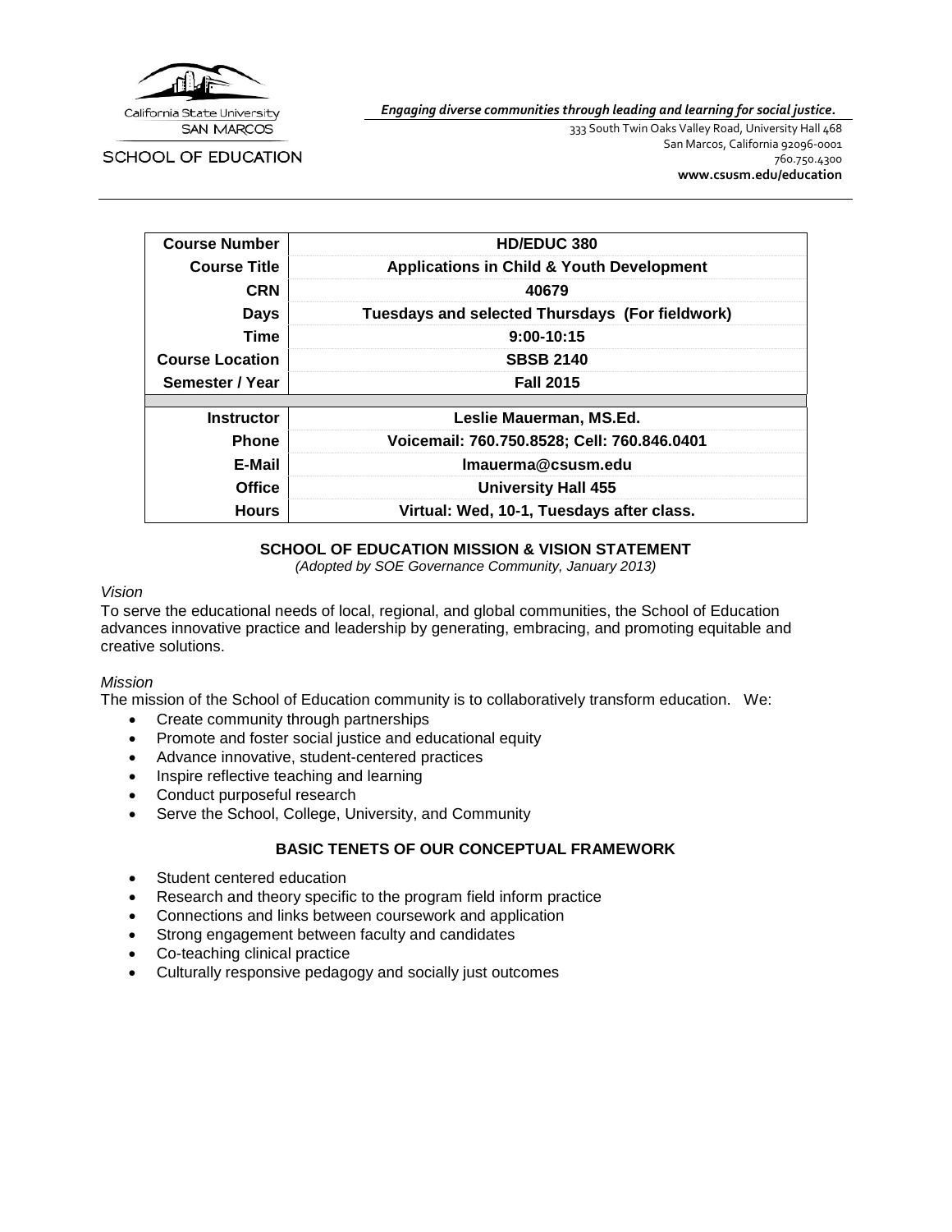California State University SAN MARCOS

SCHOOL OF EDUCATION

*Engaging diverse communities through leading and learning for social justice.*

333 South Twin Oaks Valley Road, University Hall 468
San Marcos, California 92096-0001
760.750.4300
**www.csusm.edu/education**

| | |
|---|---|
| **Course Number** | **HD/EDUC 380** |
| **Course Title** | **Applications in Child & Youth Development** |
| **CRN** | **40679** |
| **Days** | **Tuesdays and selected Thursdays (For fieldwork)** |
| **Time** | **9:00-10:15** |
| **Course Location** | **SBSB 2140** |
| **Semester / Year** | **Fall 2015** |
| | |
| **Instructor** | **Leslie Mauerman, MS.Ed.** |
| **Phone** | **Voicemail: 760.750.8528; Cell: 760.846.0401** |
| **E-Mail** | **lmauerma@csusm.edu** |
| **Office** | **University Hall 455** |
| **Hours** | **Virtual: Wed, 10-1, Tuesdays after class.** |

## SCHOOL OF EDUCATION MISSION & VISION STATEMENT

*(Adopted by SOE Governance Community, January 2013)*

*Vision*

To serve the educational needs of local, regional, and global communities, the School of Education advances innovative practice and leadership by generating, embracing, and promoting equitable and creative solutions.

*Mission*

The mission of the School of Education community is to collaboratively transform education. We:

- Create community through partnerships
- Promote and foster social justice and educational equity
- Advance innovative, student-centered practices
- Inspire reflective teaching and learning
- Conduct purposeful research
- Serve the School, College, University, and Community

## BASIC TENETS OF OUR CONCEPTUAL FRAMEWORK

- Student centered education
- Research and theory specific to the program field inform practice
- Connections and links between coursework and application
- Strong engagement between faculty and candidates
- Co-teaching clinical practice
- Culturally responsive pedagogy and socially just outcomes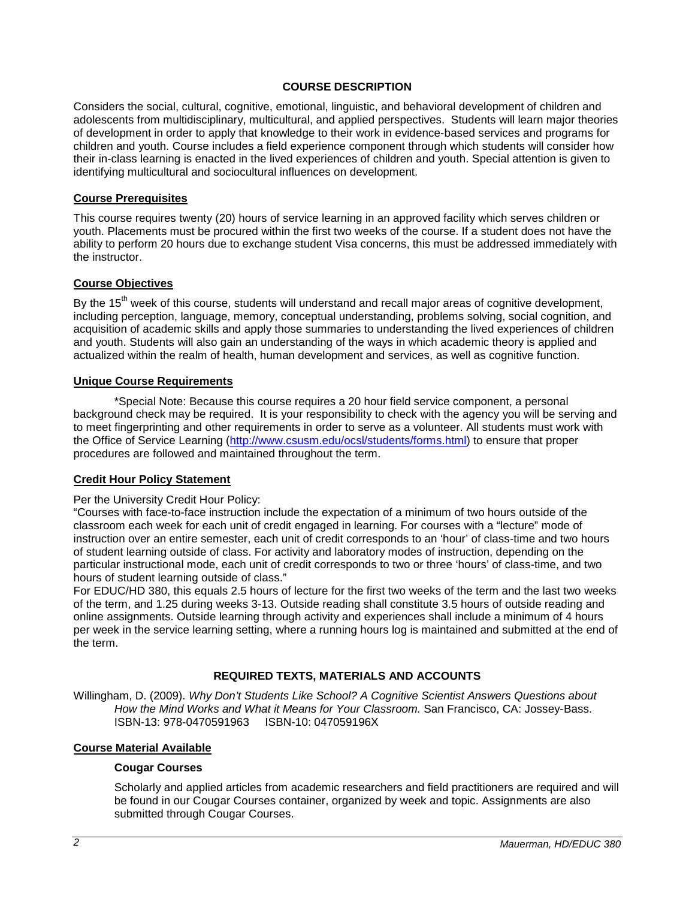## COURSE DESCRIPTION

Considers the social, cultural, cognitive, emotional, linguistic, and behavioral development of children and adolescents from multidisciplinary, multicultural, and applied perspectives. Students will learn major theories of development in order to apply that knowledge to their work in evidence-based services and programs for children and youth. Course includes a field experience component through which students will consider how their in-class learning is enacted in the lived experiences of children and youth. Special attention is given to identifying multicultural and sociocultural influences on development.

### Course Prerequisites

This course requires twenty (20) hours of service learning in an approved facility which serves children or youth. Placements must be procured within the first two weeks of the course. If a student does not have the ability to perform 20 hours due to exchange student Visa concerns, this must be addressed immediately with the instructor.

### Course Objectives

By the 15th week of this course, students will understand and recall major areas of cognitive development, including perception, language, memory, conceptual understanding, problems solving, social cognition, and acquisition of academic skills and apply those summaries to understanding the lived experiences of children and youth. Students will also gain an understanding of the ways in which academic theory is applied and actualized within the realm of health, human development and services, as well as cognitive function.

### Unique Course Requirements

*Special Note: Because this course requires a 20 hour field service component, a personal background check may be required. It is your responsibility to check with the agency you will be serving and to meet fingerprinting and other requirements in order to serve as a volunteer. All students must work with the Office of Service Learning (http://www.csusm.edu/ocsl/students/forms.html) to ensure that proper procedures are followed and maintained throughout the term.

### Credit Hour Policy Statement

Per the University Credit Hour Policy:

"Courses with face-to-face instruction include the expectation of a minimum of two hours outside of the classroom each week for each unit of credit engaged in learning. For courses with a "lecture" mode of instruction over an entire semester, each unit of credit corresponds to an 'hour' of class-time and two hours of student learning outside of class. For activity and laboratory modes of instruction, depending on the particular instructional mode, each unit of credit corresponds to two or three 'hours' of class-time, and two hours of student learning outside of class."

For EDUC/HD 380, this equals 2.5 hours of lecture for the first two weeks of the term and the last two weeks of the term, and 1.25 during weeks 3-13. Outside reading shall constitute 3.5 hours of outside reading and online assignments. Outside learning through activity and experiences shall include a minimum of 4 hours per week in the service learning setting, where a running hours log is maintained and submitted at the end of the term.

## REQUIRED TEXTS, MATERIALS AND ACCOUNTS

Willingham, D. (2009). *Why Don't Students Like School? A Cognitive Scientist Answers Questions about How the Mind Works and What it Means for Your Classroom.* San Francisco, CA: Jossey-Bass. ISBN-13: 978-0470591963 ISBN-10: 047059196X

### Course Material Available

**Cougar Courses**

Scholarly and applied articles from academic researchers and field practitioners are required and will be found in our Cougar Courses container, organized by week and topic. Assignments are also submitted through Cougar Courses.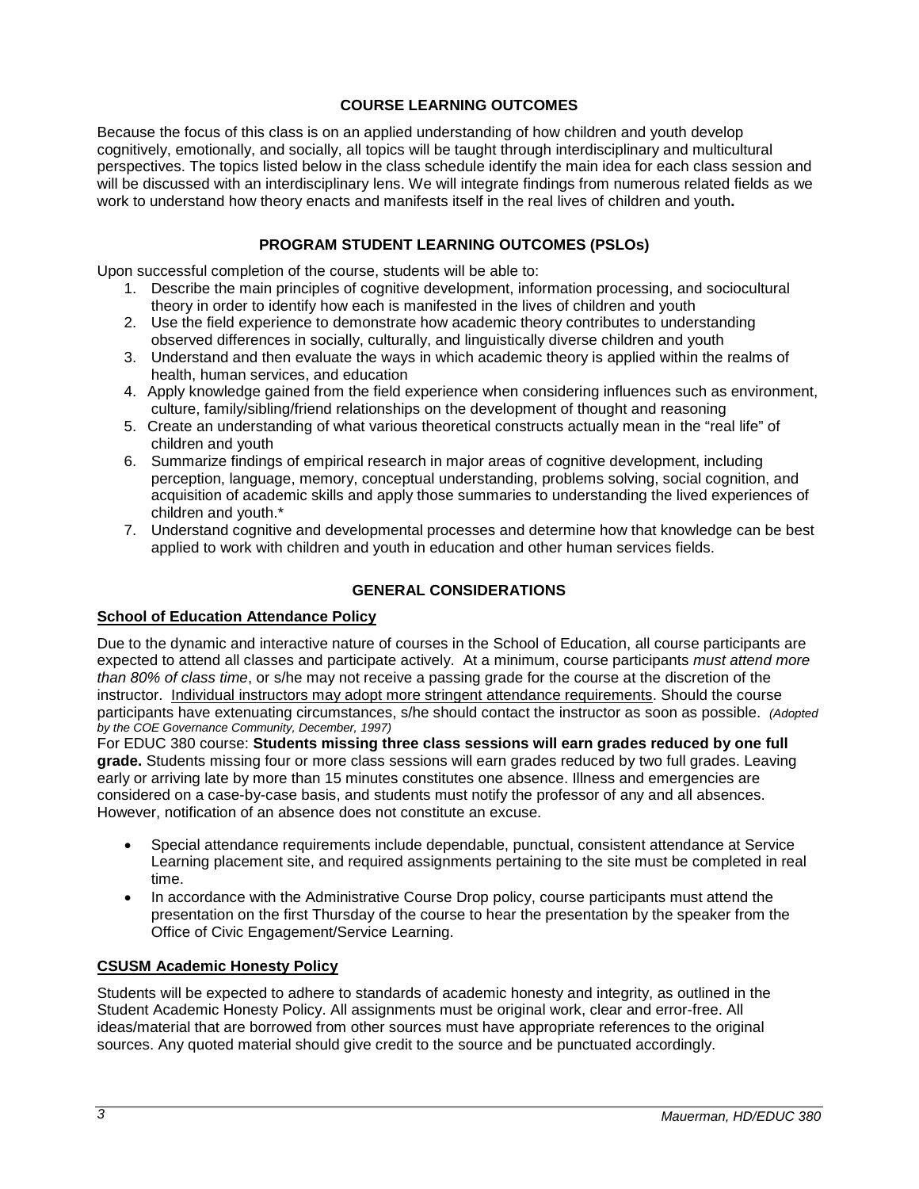## COURSE LEARNING OUTCOMES

Because the focus of this class is on an applied understanding of how children and youth develop cognitively, emotionally, and socially, all topics will be taught through interdisciplinary and multicultural perspectives. The topics listed below in the class schedule identify the main idea for each class session and will be discussed with an interdisciplinary lens. We will integrate findings from numerous related fields as we work to understand how theory enacts and manifests itself in the real lives of children and youth**.**

## PROGRAM STUDENT LEARNING OUTCOMES (PSLOs)

Upon successful completion of the course, students will be able to:

1. Describe the main principles of cognitive development, information processing, and sociocultural theory in order to identify how each is manifested in the lives of children and youth
2. Use the field experience to demonstrate how academic theory contributes to understanding observed differences in socially, culturally, and linguistically diverse children and youth
3. Understand and then evaluate the ways in which academic theory is applied within the realms of health, human services, and education
4. Apply knowledge gained from the field experience when considering influences such as environment, culture, family/sibling/friend relationships on the development of thought and reasoning
5. Create an understanding of what various theoretical constructs actually mean in the "real life" of children and youth
6. Summarize findings of empirical research in major areas of cognitive development, including perception, language, memory, conceptual understanding, problems solving, social cognition, and acquisition of academic skills and apply those summaries to understanding the lived experiences of children and youth.*
7. Understand cognitive and developmental processes and determine how that knowledge can be best applied to work with children and youth in education and other human services fields.

## GENERAL CONSIDERATIONS

### School of Education Attendance Policy

Due to the dynamic and interactive nature of courses in the School of Education, all course participants are expected to attend all classes and participate actively. At a minimum, course participants *must attend more than 80% of class time*, or s/he may not receive a passing grade for the course at the discretion of the instructor. Individual instructors may adopt more stringent attendance requirements. Should the course participants have extenuating circumstances, s/he should contact the instructor as soon as possible. *(Adopted by the COE Governance Community, December, 1997)*

For EDUC 380 course: **Students missing three class sessions will earn grades reduced by one full grade.** Students missing four or more class sessions will earn grades reduced by two full grades. Leaving early or arriving late by more than 15 minutes constitutes one absence. Illness and emergencies are considered on a case-by-case basis, and students must notify the professor of any and all absences. However, notification of an absence does not constitute an excuse.

- Special attendance requirements include dependable, punctual, consistent attendance at Service Learning placement site, and required assignments pertaining to the site must be completed in real time.
- In accordance with the Administrative Course Drop policy, course participants must attend the presentation on the first Thursday of the course to hear the presentation by the speaker from the Office of Civic Engagement/Service Learning.

### CSUSM Academic Honesty Policy

Students will be expected to adhere to standards of academic honesty and integrity, as outlined in the Student Academic Honesty Policy. All assignments must be original work, clear and error-free. All ideas/material that are borrowed from other sources must have appropriate references to the original sources. Any quoted material should give credit to the source and be punctuated accordingly.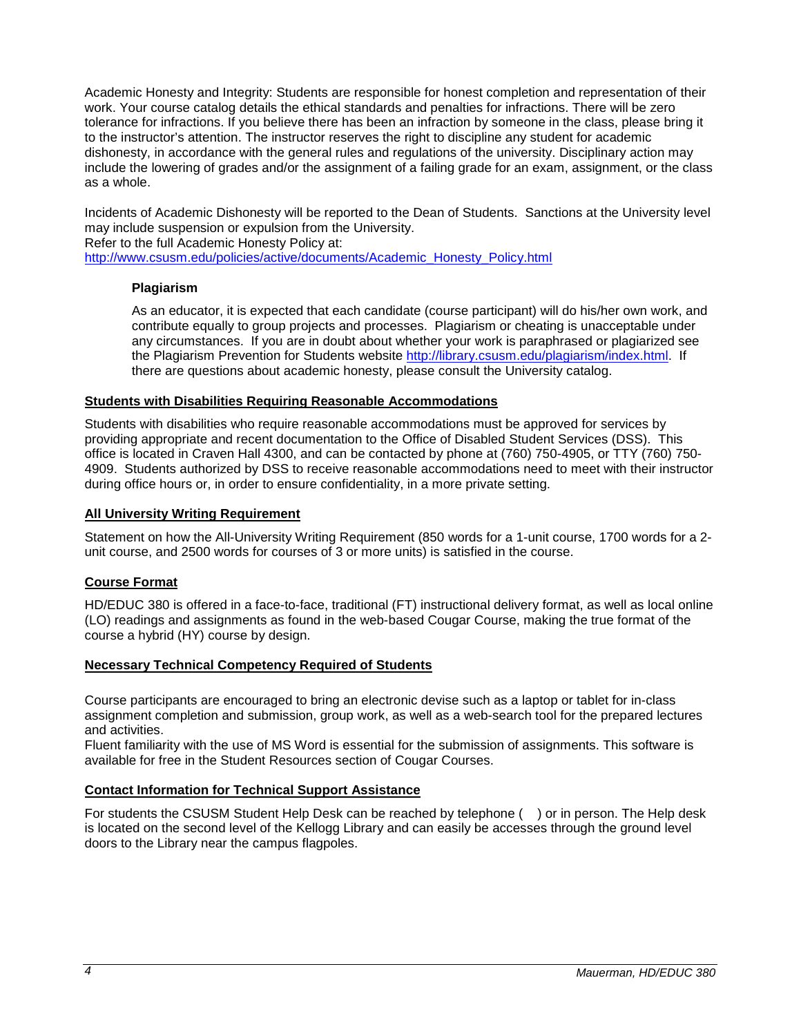Academic Honesty and Integrity: Students are responsible for honest completion and representation of their work. Your course catalog details the ethical standards and penalties for infractions. There will be zero tolerance for infractions. If you believe there has been an infraction by someone in the class, please bring it to the instructor's attention. The instructor reserves the right to discipline any student for academic dishonesty, in accordance with the general rules and regulations of the university. Disciplinary action may include the lowering of grades and/or the assignment of a failing grade for an exam, assignment, or the class as a whole.

Incidents of Academic Dishonesty will be reported to the Dean of Students. Sanctions at the University level may include suspension or expulsion from the University.
Refer to the full Academic Honesty Policy at: http://www.csusm.edu/policies/active/documents/Academic_Honesty_Policy.html

### Plagiarism

As an educator, it is expected that each candidate (course participant) will do his/her own work, and contribute equally to group projects and processes. Plagiarism or cheating is unacceptable under any circumstances. If you are in doubt about whether your work is paraphrased or plagiarized see the Plagiarism Prevention for Students website http://library.csusm.edu/plagiarism/index.html. If there are questions about academic honesty, please consult the University catalog.

## Students with Disabilities Requiring Reasonable Accommodations

Students with disabilities who require reasonable accommodations must be approved for services by providing appropriate and recent documentation to the Office of Disabled Student Services (DSS). This office is located in Craven Hall 4300, and can be contacted by phone at (760) 750-4905, or TTY (760) 750-4909. Students authorized by DSS to receive reasonable accommodations need to meet with their instructor during office hours or, in order to ensure confidentiality, in a more private setting.

## All University Writing Requirement

Statement on how the All-University Writing Requirement (850 words for a 1-unit course, 1700 words for a 2-unit course, and 2500 words for courses of 3 or more units) is satisfied in the course.

## Course Format

HD/EDUC 380 is offered in a face-to-face, traditional (FT) instructional delivery format, as well as local online (LO) readings and assignments as found in the web-based Cougar Course, making the true format of the course a hybrid (HY) course by design.

## Necessary Technical Competency Required of Students

Course participants are encouraged to bring an electronic devise such as a laptop or tablet for in-class assignment completion and submission, group work, as well as a web-search tool for the prepared lectures and activities.
Fluent familiarity with the use of MS Word is essential for the submission of assignments. This software is available for free in the Student Resources section of Cougar Courses.

## Contact Information for Technical Support Assistance

For students the CSUSM Student Help Desk can be reached by telephone ( ) or in person. The Help desk is located on the second level of the Kellogg Library and can easily be accesses through the ground level doors to the Library near the campus flagpoles.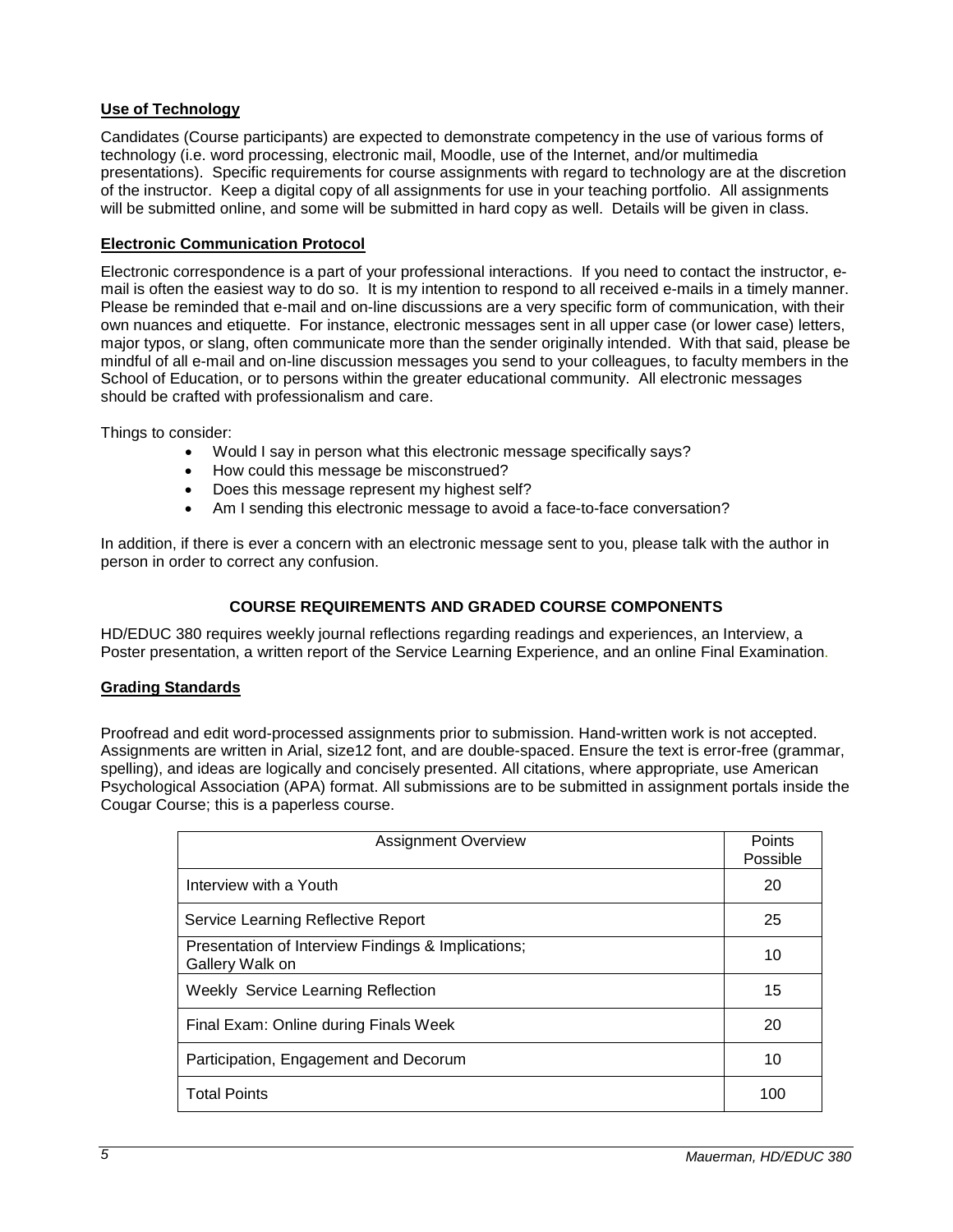## Use of Technology

Candidates (Course participants) are expected to demonstrate competency in the use of various forms of technology (i.e. word processing, electronic mail, Moodle, use of the Internet, and/or multimedia presentations). Specific requirements for course assignments with regard to technology are at the discretion of the instructor. Keep a digital copy of all assignments for use in your teaching portfolio. All assignments will be submitted online, and some will be submitted in hard copy as well. Details will be given in class.

## Electronic Communication Protocol

Electronic correspondence is a part of your professional interactions. If you need to contact the instructor, e-mail is often the easiest way to do so. It is my intention to respond to all received e-mails in a timely manner. Please be reminded that e-mail and on-line discussions are a very specific form of communication, with their own nuances and etiquette. For instance, electronic messages sent in all upper case (or lower case) letters, major typos, or slang, often communicate more than the sender originally intended. With that said, please be mindful of all e-mail and on-line discussion messages you send to your colleagues, to faculty members in the School of Education, or to persons within the greater educational community. All electronic messages should be crafted with professionalism and care.

Things to consider:

- Would I say in person what this electronic message specifically says?
- How could this message be misconstrued?
- Does this message represent my highest self?
- Am I sending this electronic message to avoid a face-to-face conversation?

In addition, if there is ever a concern with an electronic message sent to you, please talk with the author in person in order to correct any confusion.

# COURSE REQUIREMENTS AND GRADED COURSE COMPONENTS

HD/EDUC 380 requires weekly journal reflections regarding readings and experiences, an Interview, a Poster presentation, a written report of the Service Learning Experience, and an online Final Examination.

## Grading Standards

Proofread and edit word-processed assignments prior to submission. Hand-written work is not accepted. Assignments are written in Arial, size12 font, and are double-spaced. Ensure the text is error-free (grammar, spelling), and ideas are logically and concisely presented. All citations, where appropriate, use American Psychological Association (APA) format. All submissions are to be submitted in assignment portals inside the Cougar Course; this is a paperless course.

| Assignment Overview | Points Possible |
|---|---|
| Interview with a Youth | 20 |
| Service Learning Reflective Report | 25 |
| Presentation of Interview Findings & Implications; Gallery Walk on | 10 |
| Weekly Service Learning Reflection | 15 |
| Final Exam: Online during Finals Week | 20 |
| Participation, Engagement and Decorum | 10 |
| Total Points | 100 |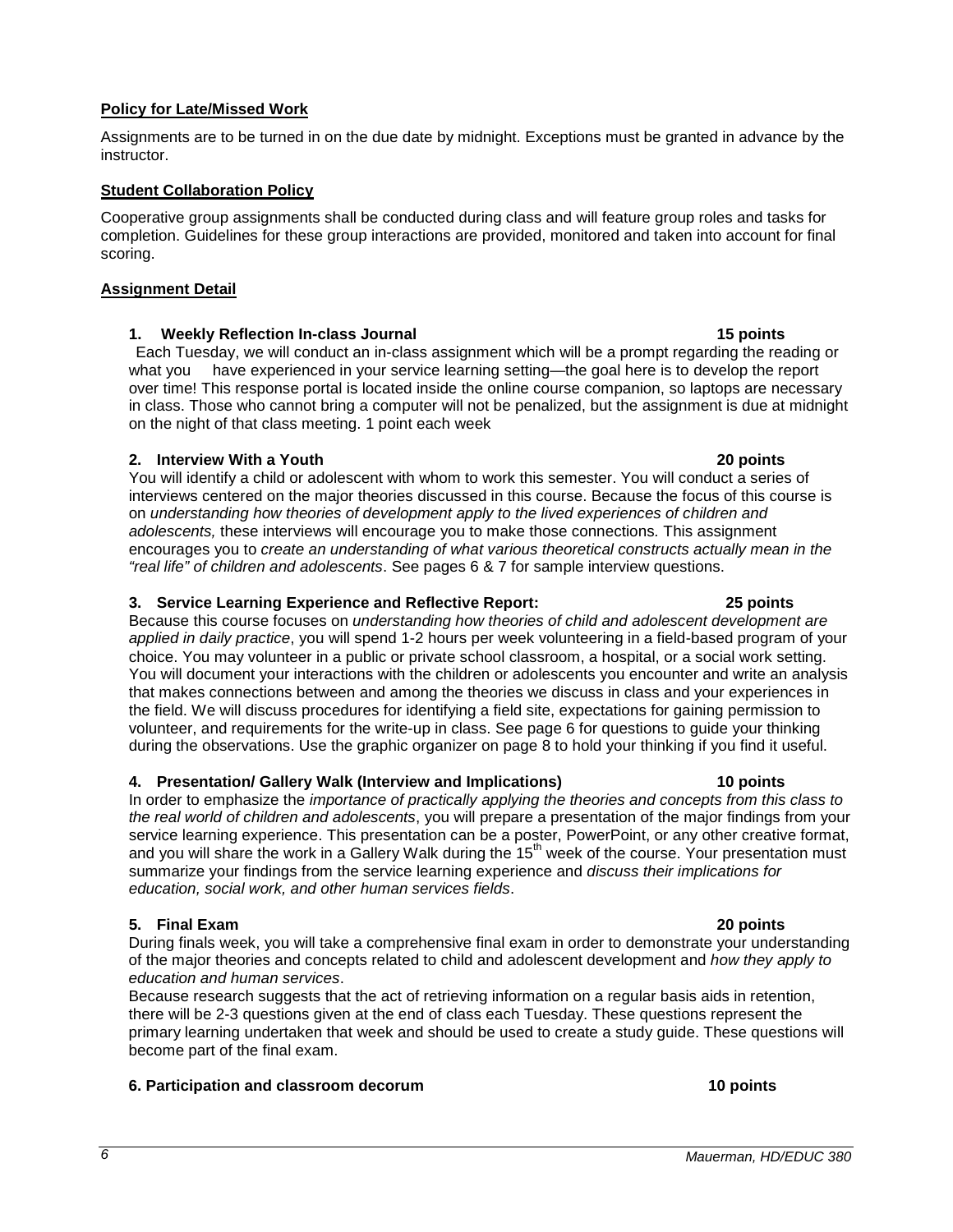**Policy for Late/Missed Work**

Assignments are to be turned in on the due date by midnight. Exceptions must be granted in advance by the instructor.

**Student Collaboration Policy**

Cooperative group assignments shall be conducted during class and will feature group roles and tasks for completion. Guidelines for these group interactions are provided, monitored and taken into account for final scoring.

**Assignment Detail**

**1. Weekly Reflection In-class Journal 15 points**

Each Tuesday, we will conduct an in-class assignment which will be a prompt regarding the reading or what you have experienced in your service learning setting—the goal here is to develop the report over time! This response portal is located inside the online course companion, so laptops are necessary in class. Those who cannot bring a computer will not be penalized, but the assignment is due at midnight on the night of that class meeting. 1 point each week

**2. Interview With a Youth 20 points**

You will identify a child or adolescent with whom to work this semester. You will conduct a series of interviews centered on the major theories discussed in this course. Because the focus of this course is on *understanding how theories of development apply to the lived experiences of children and adolescents,* these interviews will encourage you to make those connections*.* This assignment encourages you to *create an understanding of what various theoretical constructs actually mean in the "real life" of children and adolescents*. See pages 6 & 7 for sample interview questions.

**3. Service Learning Experience and Reflective Report: 25 points**

Because this course focuses on *understanding how theories of child and adolescent development are applied in daily practice*, you will spend 1-2 hours per week volunteering in a field-based program of your choice. You may volunteer in a public or private school classroom, a hospital, or a social work setting. You will document your interactions with the children or adolescents you encounter and write an analysis that makes connections between and among the theories we discuss in class and your experiences in the field. We will discuss procedures for identifying a field site, expectations for gaining permission to volunteer, and requirements for the write-up in class. See page 6 for questions to guide your thinking during the observations. Use the graphic organizer on page 8 to hold your thinking if you find it useful.

**4. Presentation/ Gallery Walk (Interview and Implications) 10 points**

In order to emphasize the *importance of practically applying the theories and concepts from this class to the real world of children and adolescents*, you will prepare a presentation of the major findings from your service learning experience. This presentation can be a poster, PowerPoint, or any other creative format, and you will share the work in a Gallery Walk during the 15th week of the course. Your presentation must summarize your findings from the service learning experience and *discuss their implications for education, social work, and other human services fields*.

**5. Final Exam 20 points**

During finals week, you will take a comprehensive final exam in order to demonstrate your understanding of the major theories and concepts related to child and adolescent development and *how they apply to education and human services*.

Because research suggests that the act of retrieving information on a regular basis aids in retention, there will be 2-3 questions given at the end of class each Tuesday. These questions represent the primary learning undertaken that week and should be used to create a study guide. These questions will become part of the final exam.

**6. Participation and classroom decorum 10 points**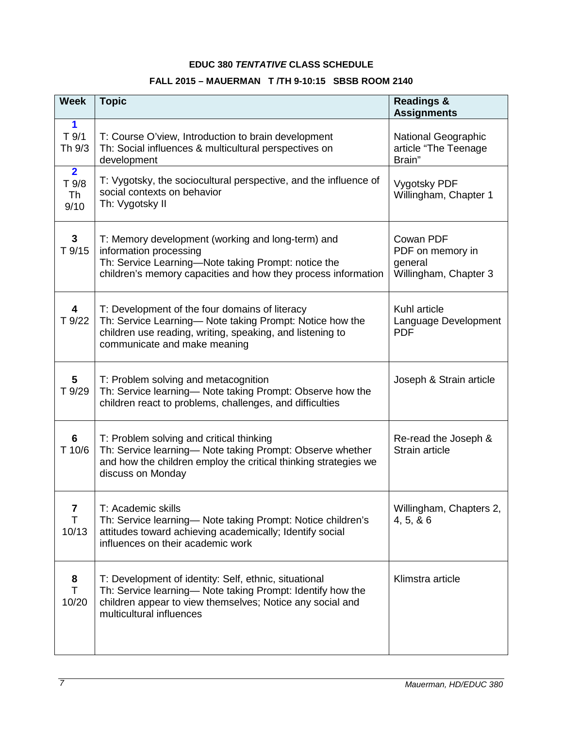**EDUC 380 *TENTATIVE* CLASS SCHEDULE**

**FALL 2015 – MAUERMAN T /TH 9-10:15 SBSB ROOM 2140**

| Week | Topic | Readings & Assignments |
|---|---|---|
| **1** T 9/1 Th 9/3 | T: Course O'view, Introduction to brain development<br>Th: Social influences & multicultural perspectives on development | National Geographic article "The Teenage Brain" |
| **2** T 9/8 Th 9/10 | T: Vygotsky, the sociocultural perspective, and the influence of social contexts on behavior<br>Th: Vygotsky II | Vygotsky PDF<br>Willingham, Chapter 1 |
| **3** T 9/15 | T: Memory development (working and long-term) and information processing<br>Th: Service Learning—Note taking Prompt: notice the children's memory capacities and how they process information | Cowan PDF<br>PDF on memory in general<br>Willingham, Chapter 3 |
| **4** T 9/22 | T: Development of the four domains of literacy<br>Th: Service Learning— Note taking Prompt: Notice how the children use reading, writing, speaking, and listening to communicate and make meaning | Kuhl article<br>Language Development PDF |
| **5** T 9/29 | T: Problem solving and metacognition<br>Th: Service learning— Note taking Prompt: Observe how the children react to problems, challenges, and difficulties | Joseph & Strain article |
| **6** T 10/6 | T: Problem solving and critical thinking<br>Th: Service learning— Note taking Prompt: Observe whether and how the children employ the critical thinking strategies we discuss on Monday | Re-read the Joseph & Strain article |
| **7** T 10/13 | T: Academic skills<br>Th: Service learning— Note taking Prompt: Notice children's attitudes toward achieving academically; Identify social influences on their academic work | Willingham, Chapters 2, 4, 5, & 6 |
| **8** T 10/20 | T: Development of identity: Self, ethnic, situational<br>Th: Service learning— Note taking Prompt: Identify how the children appear to view themselves; Notice any social and multicultural influences | Klimstra article |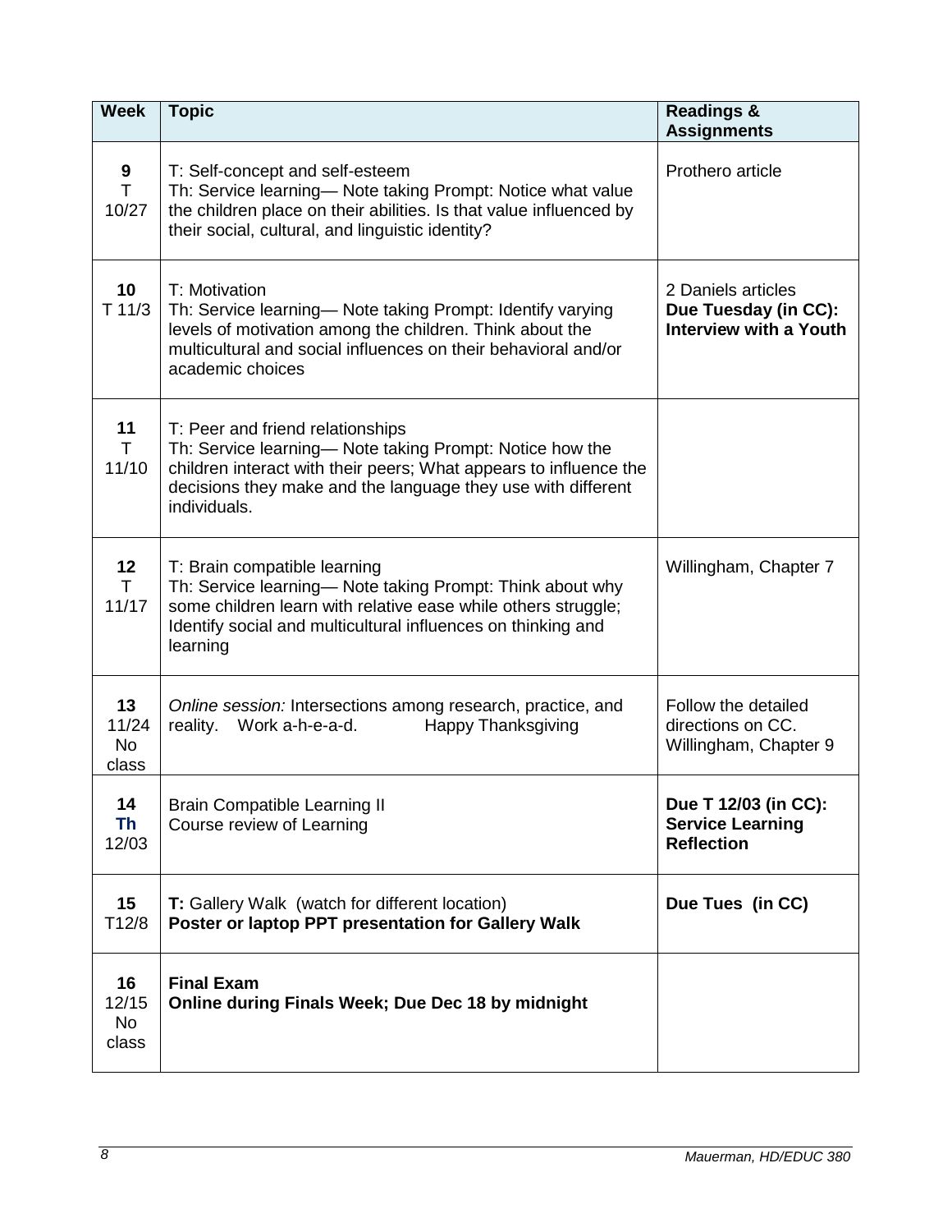| Week | Topic | Readings & Assignments |
|---|---|---|
| **9**<br>T<br>10/27 | T: Self-concept and self-esteem<br>Th: Service learning— Note taking Prompt: Notice what value the children place on their abilities. Is that value influenced by their social, cultural, and linguistic identity? | Prothero article |
| **10**<br>T 11/3 | T: Motivation<br>Th: Service learning— Note taking Prompt: Identify varying levels of motivation among the children. Think about the multicultural and social influences on their behavioral and/or academic choices | 2 Daniels articles<br>**Due Tuesday (in CC): Interview with a Youth** |
| **11**<br>T<br>11/10 | T: Peer and friend relationships<br>Th: Service learning— Note taking Prompt: Notice how the children interact with their peers; What appears to influence the decisions they make and the language they use with different individuals. | |
| **12**<br>T<br>11/17 | T: Brain compatible learning<br>Th: Service learning— Note taking Prompt: Think about why some children learn with relative ease while others struggle; Identify social and multicultural influences on thinking and learning | Willingham, Chapter 7 |
| **13**<br>11/24<br>No class | *Online session:* Intersections among research, practice, and reality. Work a-h-e-a-d. Happy Thanksgiving | Follow the detailed directions on CC.<br>Willingham, Chapter 9 |
| **14**<br>**Th**<br>12/03 | Brain Compatible Learning II<br>Course review of Learning | **Due T 12/03 (in CC): Service Learning Reflection** |
| **15**<br>T12/8 | **T:** Gallery Walk (watch for different location)<br>**Poster or laptop PPT presentation for Gallery Walk** | **Due Tues (in CC)** |
| **16**<br>12/15<br>No class | **Final Exam**<br>**Online during Finals Week; Due Dec 18 by midnight** | |